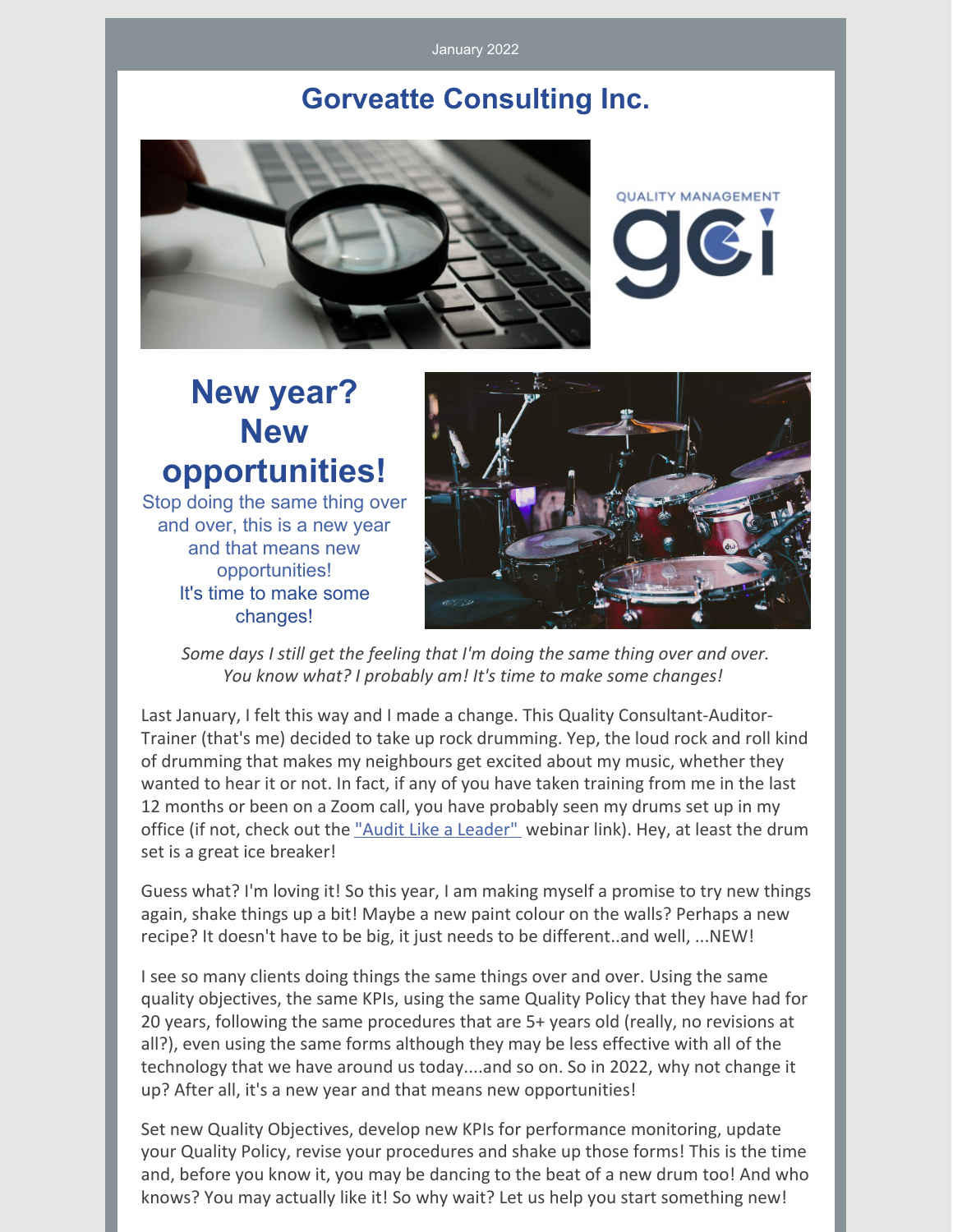January 2022

# Gorveatte Consulting Inc.

QUALITY MANAGEMENT

gci

## New year? New opportunities!

Stop doing the same thing over and over, this is a new year and that means new opportunities!

It's time to make some changes!

*Some days I still get the feeling that I'm doing the same thing over and over. You know what? I probably am! It's time to make some changes!*

Last January, I felt this way and I made a change. This Quality Consultant-Auditor-Trainer (that's me) decided to take up rock drumming. Yep, the loud rock and roll kind of drumming that makes my neighbours get excited about my music, whether they wanted to hear it or not. In fact, if any of you have taken training from me in the last 12 months or been on a Zoom call, you have probably seen my drums set up in my office (if not, check out the "Audit Like a Leader" webinar link). Hey, at least the drum set is a great ice breaker!

Guess what? I'm loving it! So this year, I am making myself a promise to try new things again, shake things up a bit! Maybe a new paint colour on the walls? Perhaps a new recipe? It doesn't have to be big, it just needs to be different..and well, ...NEW!

I see so many clients doing things the same things over and over. Using the same quality objectives, the same KPIs, using the same Quality Policy that they have had for 20 years, following the same procedures that are 5+ years old (really, no revisions at all?), even using the same forms although they may be less effective with all of the technology that we have around us today....and so on. So in 2022, why not change it up? After all, it's a new year and that means new opportunities!

Set new Quality Objectives, develop new KPIs for performance monitoring, update your Quality Policy, revise your procedures and shake up those forms! This is the time and, before you know it, you may be dancing to the beat of a new drum too! And who knows? You may actually like it! So why wait? Let us help you start something new!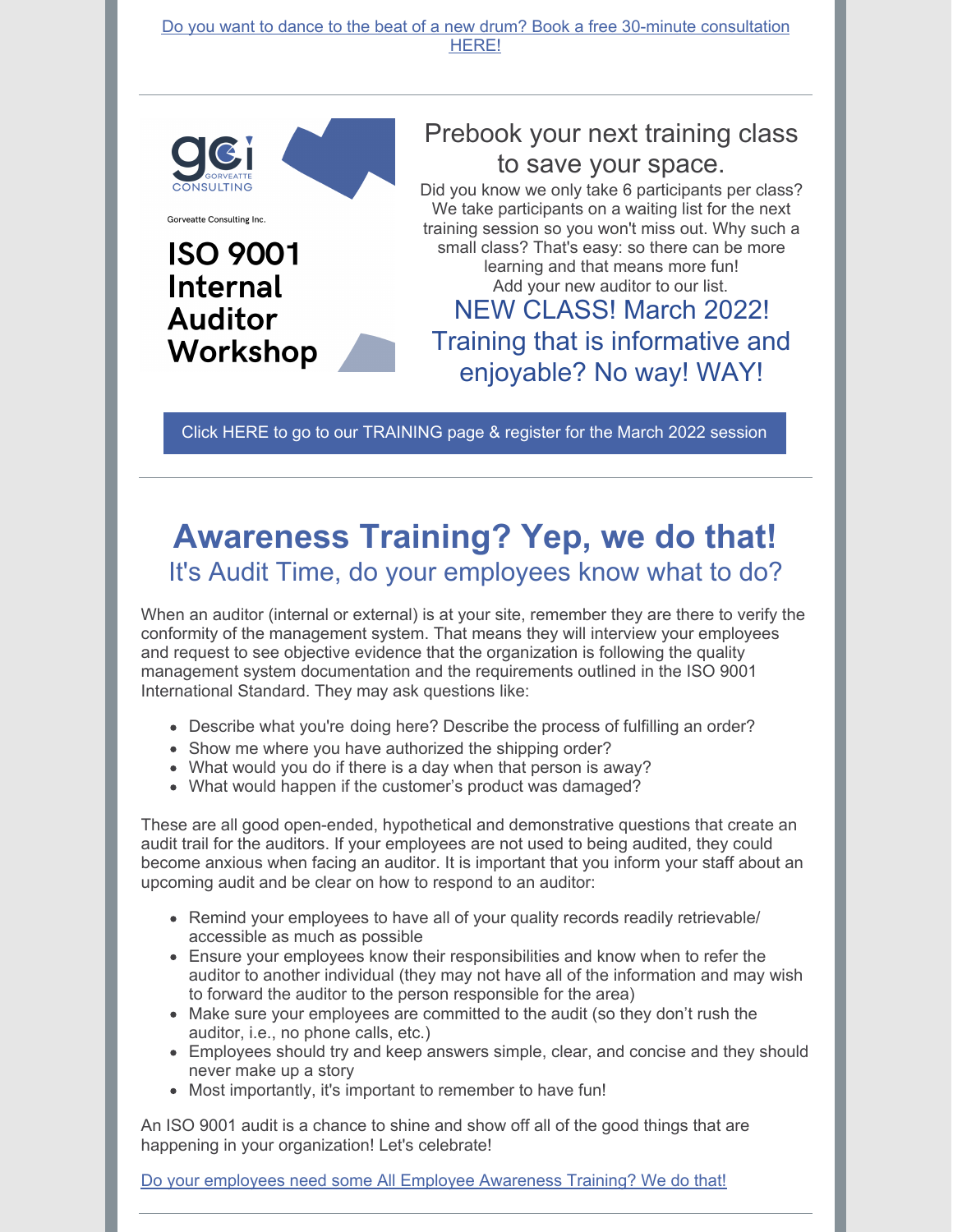Do you want to dance to the beat of a new drum? Book a free 30-minute consultation HERE!

---

Gorveatte Consulting Inc.

**ISO 9001 Internal Auditor Workshop**

## Prebook your next training class to save your space.

Did you know we only take 6 participants per class? We take participants on a waiting list for the next training session so you won't miss out. Why such a small class? That's easy: so there can be more learning and that means more fun!

Add your new auditor to our list.

### NEW CLASS! March 2022! Training that is informative and enjoyable? No way! WAY!

Click HERE to go to our TRAINING page & register for the March 2022 session

---

# Awareness Training? Yep, we do that!

## It's Audit Time, do your employees know what to do?

When an auditor (internal or external) is at your site, remember they are there to verify the conformity of the management system. That means they will interview your employees and request to see objective evidence that the organization is following the quality management system documentation and the requirements outlined in the ISO 9001 International Standard. They may ask questions like:

- Describe what you're doing here? Describe the process of fulfilling an order?
- Show me where you have authorized the shipping order?
- What would you do if there is a day when that person is away?
- What would happen if the customer's product was damaged?

These are all good open-ended, hypothetical and demonstrative questions that create an audit trail for the auditors. If your employees are not used to being audited, they could become anxious when facing an auditor. It is important that you inform your staff about an upcoming audit and be clear on how to respond to an auditor:

- Remind your employees to have all of your quality records readily retrievable/ accessible as much as possible
- Ensure your employees know their responsibilities and know when to refer the auditor to another individual (they may not have all of the information and may wish to forward the auditor to the person responsible for the area)
- Make sure your employees are committed to the audit (so they don't rush the auditor, i.e., no phone calls, etc.)
- Employees should try and keep answers simple, clear, and concise and they should never make up a story
- Most importantly, it's important to remember to have fun!

An ISO 9001 audit is a chance to shine and show off all of the good things that are happening in your organization! Let's celebrate!

Do your employees need some All Employee Awareness Training? We do that!

---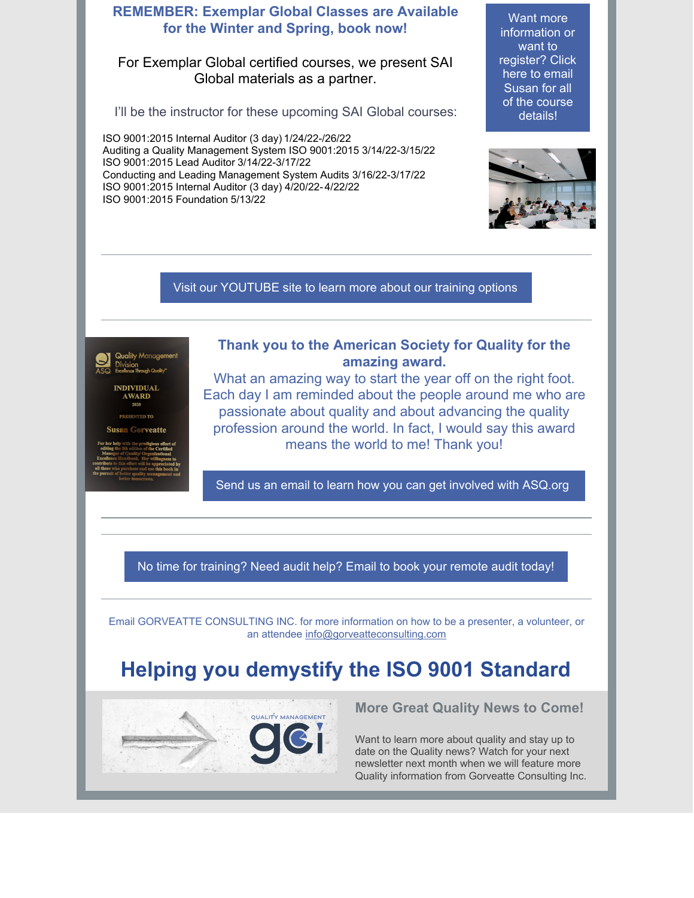**REMEMBER: Exemplar Global Classes are Available for the Winter and Spring, book now!**

For Exemplar Global certified courses, we present SAI Global materials as a partner.

I'll be the instructor for these upcoming SAI Global courses:

ISO 9001:2015 Internal Auditor (3 day) 1/24/22-/26/22
Auditing a Quality Management System ISO 9001:2015 3/14/22-3/15/22
ISO 9001:2015 Lead Auditor 3/14/22-3/17/22
Conducting and Leading Management System Audits 3/16/22-3/17/22
ISO 9001:2015 Internal Auditor (3 day) 4/20/22- 4/22/22
ISO 9001:2015 Foundation 5/13/22

Want more information or want to register? Click here to email Susan for all of the course details!

---

Visit our YOUTUBE site to learn more about our training options

---

**Thank you to the American Society for Quality for the amazing award.**

What an amazing way to start the year off on the right foot. Each day I am reminded about the people around me who are passionate about quality and about advancing the quality profession around the world. In fact, I would say this award means the world to me! Thank you!

Send us an email to learn how you can get involved with ASQ.org

---

No time for training? Need audit help? Email to book your remote audit today!

---

Email GORVEATTE CONSULTING INC. for more information on how to be a presenter, a volunteer, or an attendee info@gorveatteconsulting.com

## Helping you demystify the ISO 9001 Standard

### More Great Quality News to Come!

Want to learn more about quality and stay up to date on the Quality news? Watch for your next newsletter next month when we will feature more Quality information from Gorveatte Consulting Inc.